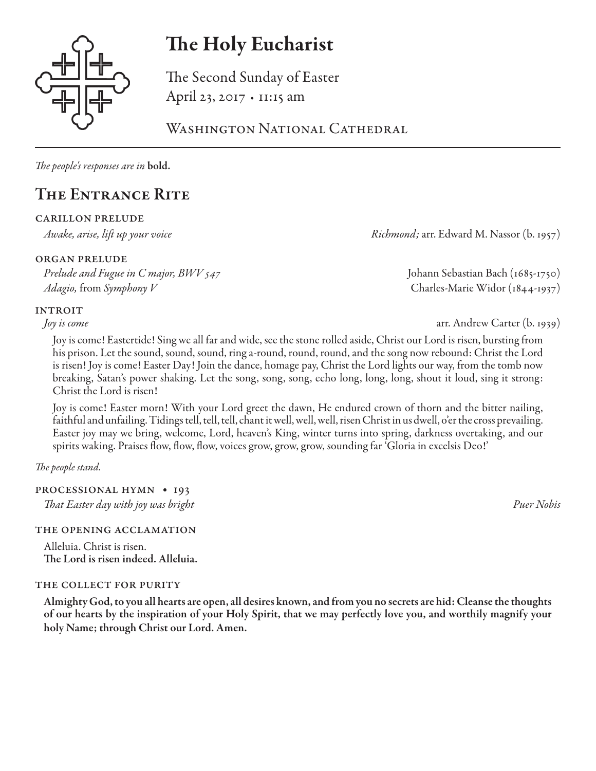# The Holy Eucharist

The Second Sunday of Easter
April 23, 2017 • 11:15 am

Washington National Cathedral

*The people's responses are in* **bold.**

## The Entrance Rite

CARILLON PRELUDE

*Awake, arise, lift up your voice* — *Richmond;* arr. Edward M. Nassor (b. 1957)

ORGAN PRELUDE

*Prelude and Fugue in C major, BWV 547* — Johann Sebastian Bach (1685-1750)
*Adagio,* from *Symphony V* — Charles-Marie Widor (1844-1937)

INTROIT

*Joy is come* — arr. Andrew Carter (b. 1939)

Joy is come! Eastertide! Sing we all far and wide, see the stone rolled aside, Christ our Lord is risen, bursting from his prison. Let the sound, sound, sound, ring a-round, round, round, and the song now rebound: Christ the Lord is risen! Joy is come! Easter Day! Join the dance, homage pay, Christ the Lord lights our way, from the tomb now breaking, Satan's power shaking. Let the song, song, song, echo long, long, long, shout it loud, sing it strong: Christ the Lord is risen!

Joy is come! Easter morn! With your Lord greet the dawn, He endured crown of thorn and the bitter nailing, faithful and unfailing. Tidings tell, tell, tell, chant it well, well, well, risen Christ in us dwell, o'er the cross prevailing. Easter joy may we bring, welcome, Lord, heaven's King, winter turns into spring, darkness overtaking, and our spirits waking. Praises flow, flow, flow, voices grow, grow, grow, sounding far 'Gloria in excelsis Deo!'

*The people stand.*

PROCESSIONAL HYMN • 193

*That Easter day with joy was bright* — *Puer Nobis*

THE OPENING ACCLAMATION

Alleluia. Christ is risen.
**The Lord is risen indeed. Alleluia.**

THE COLLECT FOR PURITY

**Almighty God, to you all hearts are open, all desires known, and from you no secrets are hid: Cleanse the thoughts of our hearts by the inspiration of your Holy Spirit, that we may perfectly love you, and worthily magnify your holy Name; through Christ our Lord. Amen.**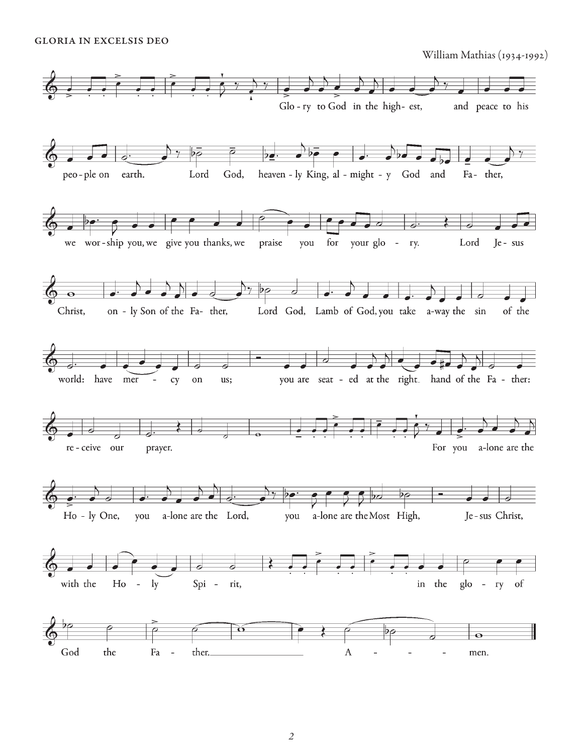GLORIA IN EXCELSIS DEO

William Mathias (1934-1992)

Glo - ry to God in the high - est, and peace to his peo - ple on earth. Lord God, heaven - ly King, al - might - y God and Fa - ther, we wor - ship you, we give you thanks, we praise you for your glo - ry. Lord Je - sus Christ, on - ly Son of the Fa - ther, Lord God, Lamb of God, you take a-way the sin of the world: have mer - cy on us; you are seat - ed at the right hand of the Fa - ther: re - ceive our prayer. For you a-lone are the Ho - ly One, you a-lone are the Lord, you a-lone are the Most High, Je - sus Christ, with the Ho - ly Spi - rit, in the glo - ry of God the Fa - ther. A - - - men.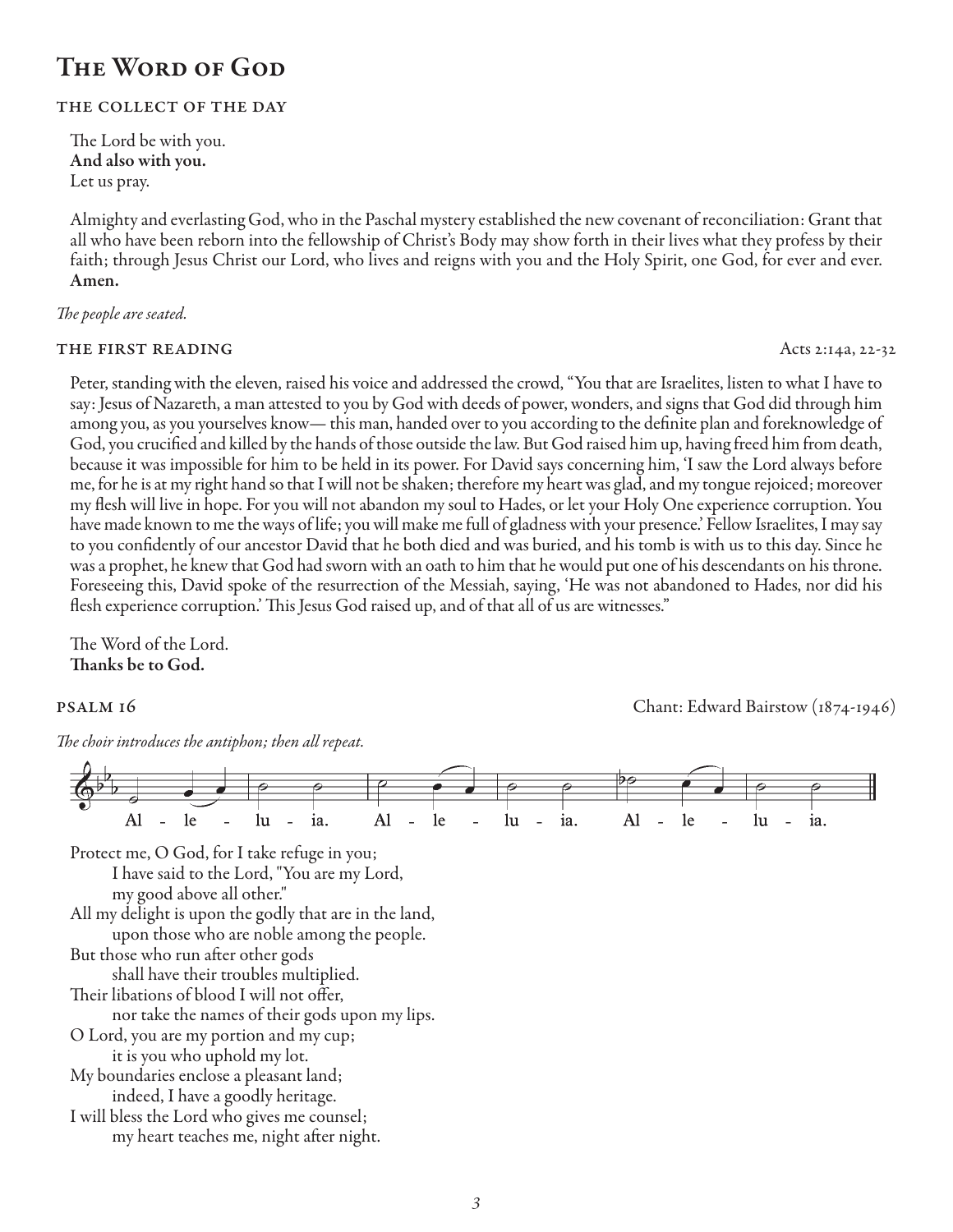# The Word of God

### THE COLLECT OF THE DAY

The Lord be with you.
**And also with you.**
Let us pray.

Almighty and everlasting God, who in the Paschal mystery established the new covenant of reconciliation: Grant that all who have been reborn into the fellowship of Christ's Body may show forth in their lives what they profess by their faith; through Jesus Christ our Lord, who lives and reigns with you and the Holy Spirit, one God, for ever and ever. **Amen.**

*The people are seated.*

### THE FIRST READING — Acts 2:14a, 22-32

Peter, standing with the eleven, raised his voice and addressed the crowd, "You that are Israelites, listen to what I have to say: Jesus of Nazareth, a man attested to you by God with deeds of power, wonders, and signs that God did through him among you, as you yourselves know— this man, handed over to you according to the definite plan and foreknowledge of God, you crucified and killed by the hands of those outside the law. But God raised him up, having freed him from death, because it was impossible for him to be held in its power. For David says concerning him, 'I saw the Lord always before me, for he is at my right hand so that I will not be shaken; therefore my heart was glad, and my tongue rejoiced; moreover my flesh will live in hope. For you will not abandon my soul to Hades, or let your Holy One experience corruption. You have made known to me the ways of life; you will make me full of gladness with your presence.' Fellow Israelites, I may say to you confidently of our ancestor David that he both died and was buried, and his tomb is with us to this day. Since he was a prophet, he knew that God had sworn with an oath to him that he would put one of his descendants on his throne. Foreseeing this, David spoke of the resurrection of the Messiah, saying, 'He was not abandoned to Hades, nor did his flesh experience corruption.' This Jesus God raised up, and of that all of us are witnesses."

The Word of the Lord.
**Thanks be to God.**

### PSALM 16 — Chant: Edward Bairstow (1874-1946)

*The choir introduces the antiphon; then all repeat.*

Al - le - lu - ia. Al - le - lu - ia. Al - le - lu - ia.

Protect me, O God, for I take refuge in you;
  I have said to the Lord, "You are my Lord,
  my good above all other."
All my delight is upon the godly that are in the land,
  upon those who are noble among the people.
But those who run after other gods
  shall have their troubles multiplied.
Their libations of blood I will not offer,
  nor take the names of their gods upon my lips.
O Lord, you are my portion and my cup;
  it is you who uphold my lot.
My boundaries enclose a pleasant land;
  indeed, I have a goodly heritage.
I will bless the Lord who gives me counsel;
  my heart teaches me, night after night.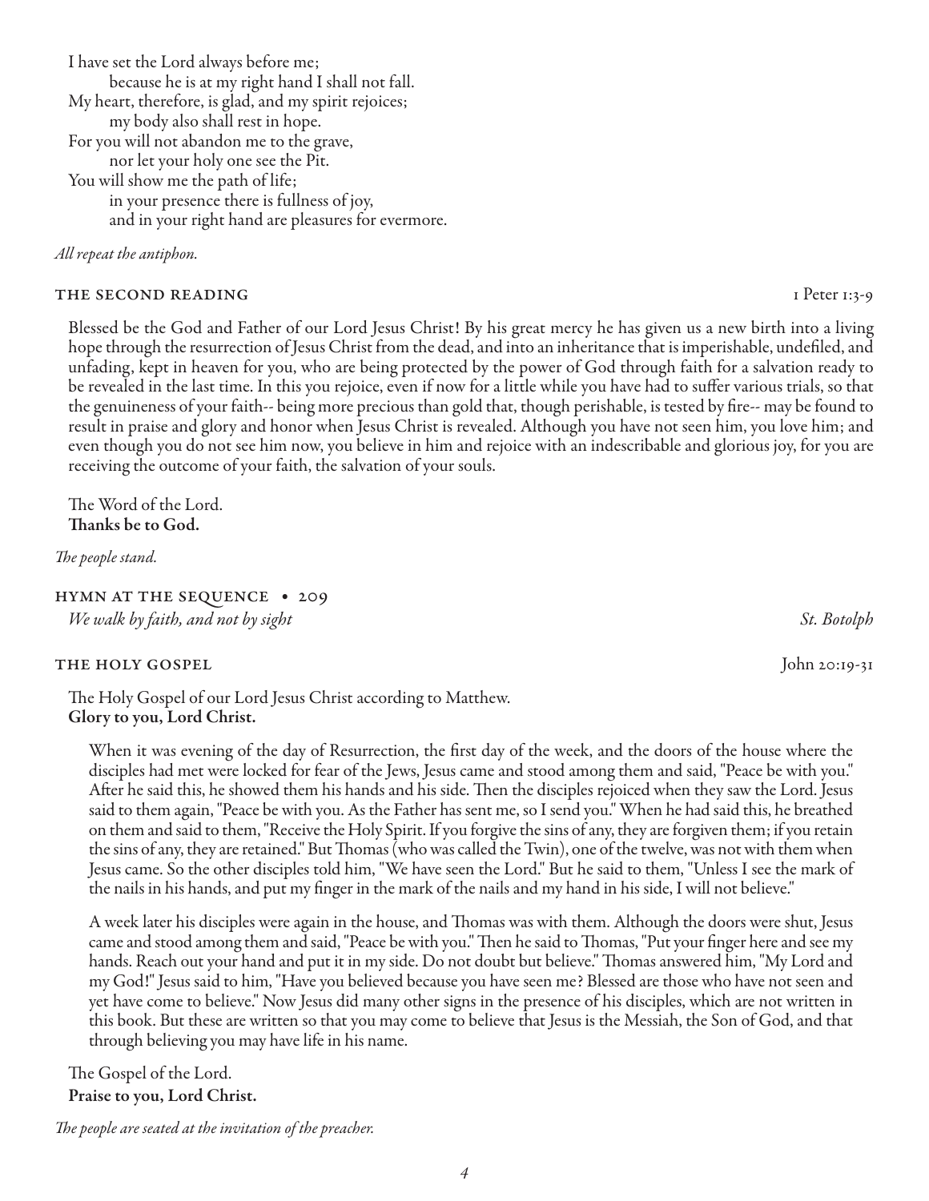I have set the Lord always before me;  
  because he is at my right hand I shall not fall.  
My heart, therefore, is glad, and my spirit rejoices;  
  my body also shall rest in hope.  
For you will not abandon me to the grave,  
  nor let your holy one see the Pit.  
You will show me the path of life;  
  in your presence there is fullness of joy,  
  and in your right hand are pleasures for evermore.

*All repeat the antiphon.*

## THE SECOND READING — 1 Peter 1:3-9

Blessed be the God and Father of our Lord Jesus Christ! By his great mercy he has given us a new birth into a living hope through the resurrection of Jesus Christ from the dead, and into an inheritance that is imperishable, undefiled, and unfading, kept in heaven for you, who are being protected by the power of God through faith for a salvation ready to be revealed in the last time. In this you rejoice, even if now for a little while you have had to suffer various trials, so that the genuineness of your faith-- being more precious than gold that, though perishable, is tested by fire-- may be found to result in praise and glory and honor when Jesus Christ is revealed. Although you have not seen him, you love him; and even though you do not see him now, you believe in him and rejoice with an indescribable and glorious joy, for you are receiving the outcome of your faith, the salvation of your souls.

The Word of the Lord.  
**Thanks be to God.**

*The people stand.*

## HYMN AT THE SEQUENCE • 209

*We walk by faith, and not by sight* — *St. Botolph*

## THE HOLY GOSPEL — John 20:19-31

The Holy Gospel of our Lord Jesus Christ according to Matthew.  
**Glory to you, Lord Christ.**

When it was evening of the day of Resurrection, the first day of the week, and the doors of the house where the disciples had met were locked for fear of the Jews, Jesus came and stood among them and said, "Peace be with you." After he said this, he showed them his hands and his side. Then the disciples rejoiced when they saw the Lord. Jesus said to them again, "Peace be with you. As the Father has sent me, so I send you." When he had said this, he breathed on them and said to them, "Receive the Holy Spirit. If you forgive the sins of any, they are forgiven them; if you retain the sins of any, they are retained." But Thomas (who was called the Twin), one of the twelve, was not with them when Jesus came. So the other disciples told him, "We have seen the Lord." But he said to them, "Unless I see the mark of the nails in his hands, and put my finger in the mark of the nails and my hand in his side, I will not believe."

A week later his disciples were again in the house, and Thomas was with them. Although the doors were shut, Jesus came and stood among them and said, "Peace be with you." Then he said to Thomas, "Put your finger here and see my hands. Reach out your hand and put it in my side. Do not doubt but believe." Thomas answered him, "My Lord and my God!" Jesus said to him, "Have you believed because you have seen me? Blessed are those who have not seen and yet have come to believe." Now Jesus did many other signs in the presence of his disciples, which are not written in this book. But these are written so that you may come to believe that Jesus is the Messiah, the Son of God, and that through believing you may have life in his name.

The Gospel of the Lord.  
**Praise to you, Lord Christ.**

*The people are seated at the invitation of the preacher.*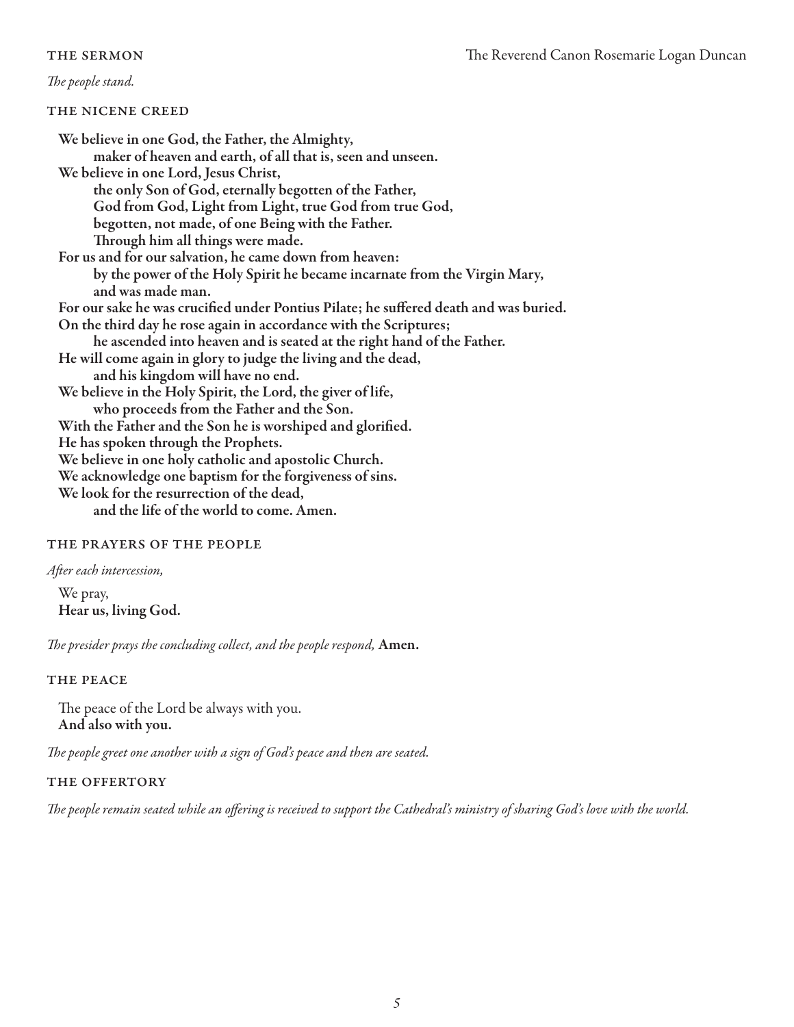## THE SERMON

The Reverend Canon Rosemarie Logan Duncan

*The people stand.*

## THE NICENE CREED

**We believe in one God, the Father, the Almighty,**
**maker of heaven and earth, of all that is, seen and unseen.**
**We believe in one Lord, Jesus Christ,**
**the only Son of God, eternally begotten of the Father,**
**God from God, Light from Light, true God from true God,**
**begotten, not made, of one Being with the Father.**
**Through him all things were made.**
**For us and for our salvation, he came down from heaven:**
**by the power of the Holy Spirit he became incarnate from the Virgin Mary,**
**and was made man.**
**For our sake he was crucified under Pontius Pilate; he suffered death and was buried.**
**On the third day he rose again in accordance with the Scriptures;**
**he ascended into heaven and is seated at the right hand of the Father.**
**He will come again in glory to judge the living and the dead,**
**and his kingdom will have no end.**
**We believe in the Holy Spirit, the Lord, the giver of life,**
**who proceeds from the Father and the Son.**
**With the Father and the Son he is worshiped and glorified.**
**He has spoken through the Prophets.**
**We believe in one holy catholic and apostolic Church.**
**We acknowledge one baptism for the forgiveness of sins.**
**We look for the resurrection of the dead,**
**and the life of the world to come. Amen.**

## THE PRAYERS OF THE PEOPLE

*After each intercession,*

We pray,
**Hear us, living God.**

*The presider prays the concluding collect, and the people respond,* **Amen.**

## THE PEACE

The peace of the Lord be always with you.
**And also with you.**

*The people greet one another with a sign of God's peace and then are seated.*

## THE OFFERTORY

*The people remain seated while an offering is received to support the Cathedral's ministry of sharing God's love with the world.*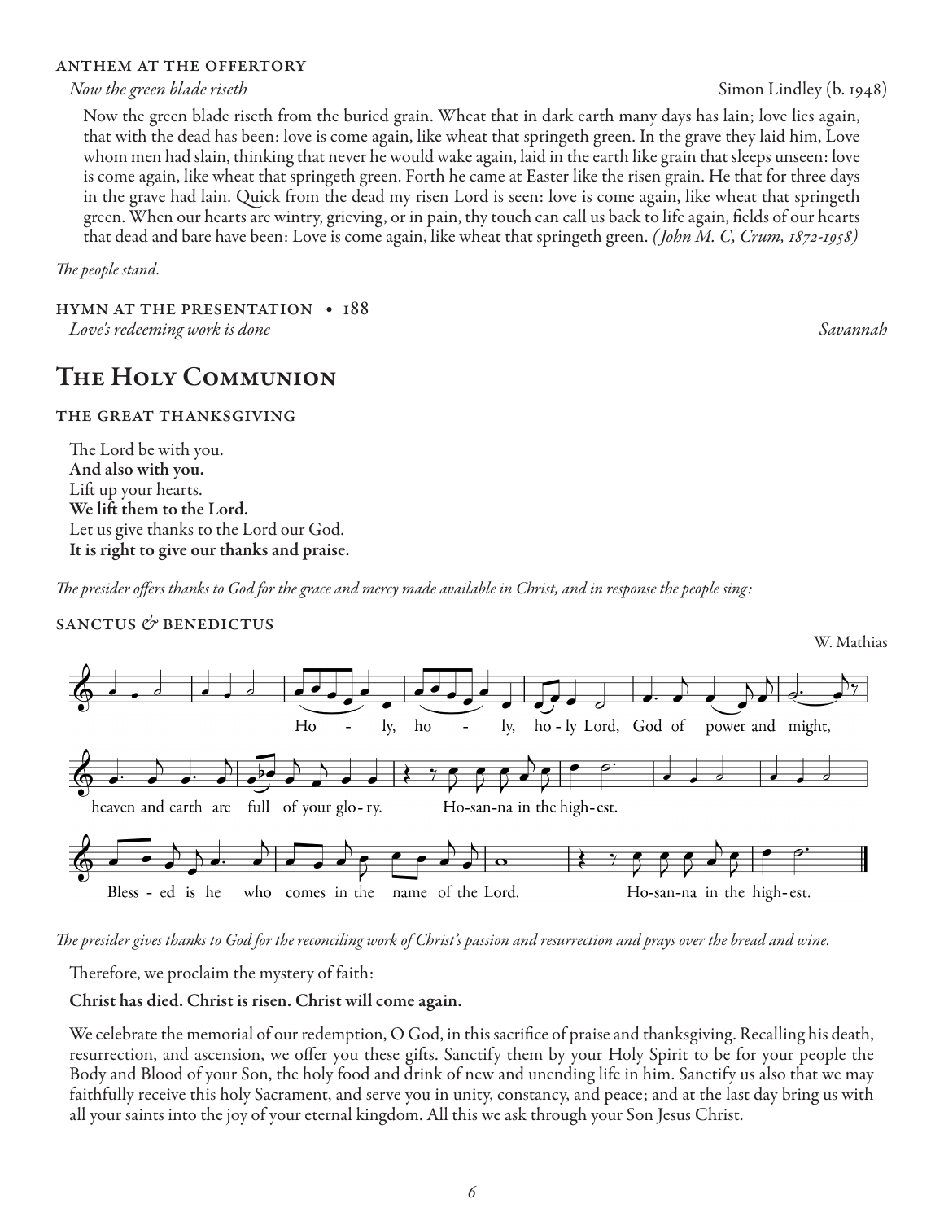### ANTHEM AT THE OFFERTORY

*Now the green blade riseth* Simon Lindley (b. 1948)

Now the green blade riseth from the buried grain. Wheat that in dark earth many days has lain; love lies again, that with the dead has been: love is come again, like wheat that springeth green. In the grave they laid him, Love whom men had slain, thinking that never he would wake again, laid in the earth like grain that sleeps unseen: love is come again, like wheat that springeth green. Forth he came at Easter like the risen grain. He that for three days in the grave had lain. Quick from the dead my risen Lord is seen: love is come again, like wheat that springeth green. When our hearts are wintry, grieving, or in pain, thy touch can call us back to life again, fields of our hearts that dead and bare have been: Love is come again, like wheat that springeth green. *(John M. C, Crum, 1872-1958)*

*The people stand.*

### HYMN AT THE PRESENTATION • 188

*Love's redeeming work is done* *Savannah*

# The Holy Communion

### THE GREAT THANKSGIVING

The Lord be with you.
**And also with you.**
Lift up your hearts.
**We lift them to the Lord.**
Let us give thanks to the Lord our God.
**It is right to give our thanks and praise.**

*The presider offers thanks to God for the grace and mercy made available in Christ, and in response the people sing:*

### SANCTUS & BENEDICTUS

W. Mathias

Holy, holy, holy Lord, God of power and might, heaven and earth are full of your glory. Hosanna in the highest. Blessed is he who comes in the name of the Lord. Hosanna in the highest.

*The presider gives thanks to God for the reconciling work of Christ's passion and resurrection and prays over the bread and wine.*

Therefore, we proclaim the mystery of faith:

**Christ has died. Christ is risen. Christ will come again.**

We celebrate the memorial of our redemption, O God, in this sacrifice of praise and thanksgiving. Recalling his death, resurrection, and ascension, we offer you these gifts. Sanctify them by your Holy Spirit to be for your people the Body and Blood of your Son, the holy food and drink of new and unending life in him. Sanctify us also that we may faithfully receive this holy Sacrament, and serve you in unity, constancy, and peace; and at the last day bring us with all your saints into the joy of your eternal kingdom. All this we ask through your Son Jesus Christ.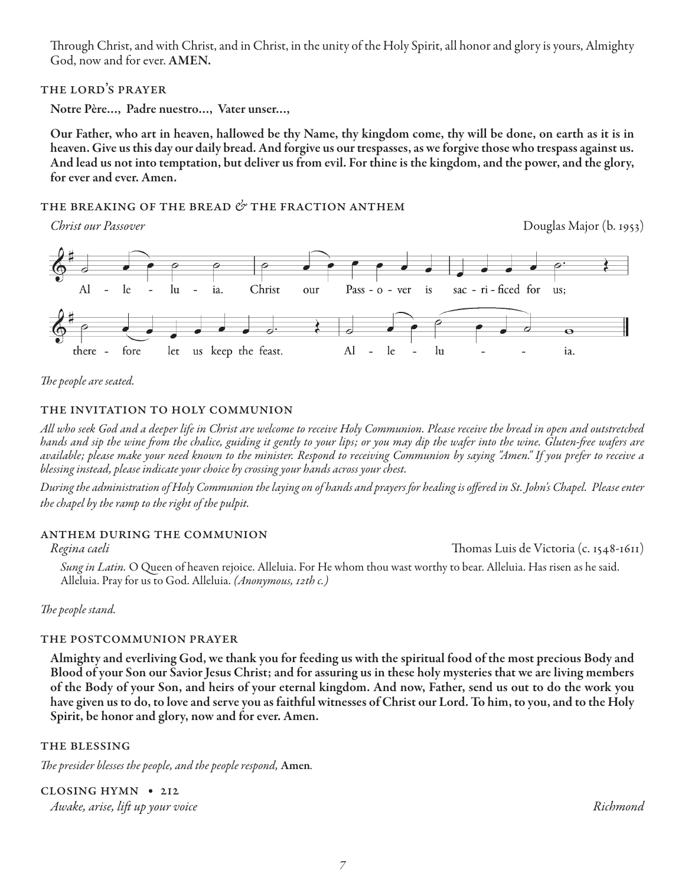Through Christ, and with Christ, and in Christ, in the unity of the Holy Spirit, all honor and glory is yours, Almighty God, now and for ever. **AMEN.**

### THE LORD'S PRAYER

**Notre Père…, Padre nuestro…, Vater unser…,**

**Our Father, who art in heaven, hallowed be thy Name, thy kingdom come, thy will be done, on earth as it is in heaven. Give us this day our daily bread. And forgive us our trespasses, as we forgive those who trespass against us. And lead us not into temptation, but deliver us from evil. For thine is the kingdom, and the power, and the glory, for ever and ever. Amen.**

### THE BREAKING OF THE BREAD & THE FRACTION ANTHEM

*Christ our Passover* Douglas Major (b. 1953)

Al - le - lu - ia. Christ our Pass - o - ver is sac - ri - ficed for us;

there - fore let us keep the feast. Al - le - lu - - - ia.

*The people are seated.*

### THE INVITATION TO HOLY COMMUNION

*All who seek God and a deeper life in Christ are welcome to receive Holy Communion. Please receive the bread in open and outstretched hands and sip the wine from the chalice, guiding it gently to your lips; or you may dip the wafer into the wine. Gluten-free wafers are available; please make your need known to the minister. Respond to receiving Communion by saying "Amen." If you prefer to receive a blessing instead, please indicate your choice by crossing your hands across your chest.*

*During the administration of Holy Communion the laying on of hands and prayers for healing is offered in St. John's Chapel. Please enter the chapel by the ramp to the right of the pulpit.*

### ANTHEM DURING THE COMMUNION

*Regina caeli* Thomas Luis de Victoria (c. 1548-1611)

*Sung in Latin.* O Queen of heaven rejoice. Alleluia. For He whom thou wast worthy to bear. Alleluia. Has risen as he said. Alleluia. Pray for us to God. Alleluia. *(Anonymous, 12th c.)*

*The people stand.*

### THE POSTCOMMUNION PRAYER

**Almighty and everliving God, we thank you for feeding us with the spiritual food of the most precious Body and Blood of your Son our Savior Jesus Christ; and for assuring us in these holy mysteries that we are living members of the Body of your Son, and heirs of your eternal kingdom. And now, Father, send us out to do the work you have given us to do, to love and serve you as faithful witnesses of Christ our Lord. To him, to you, and to the Holy Spirit, be honor and glory, now and for ever. Amen.**

### THE BLESSING

*The presider blesses the people, and the people respond,* **Amen***.*

### CLOSING HYMN • 212

*Awake, arise, lift up your voice* *Richmond*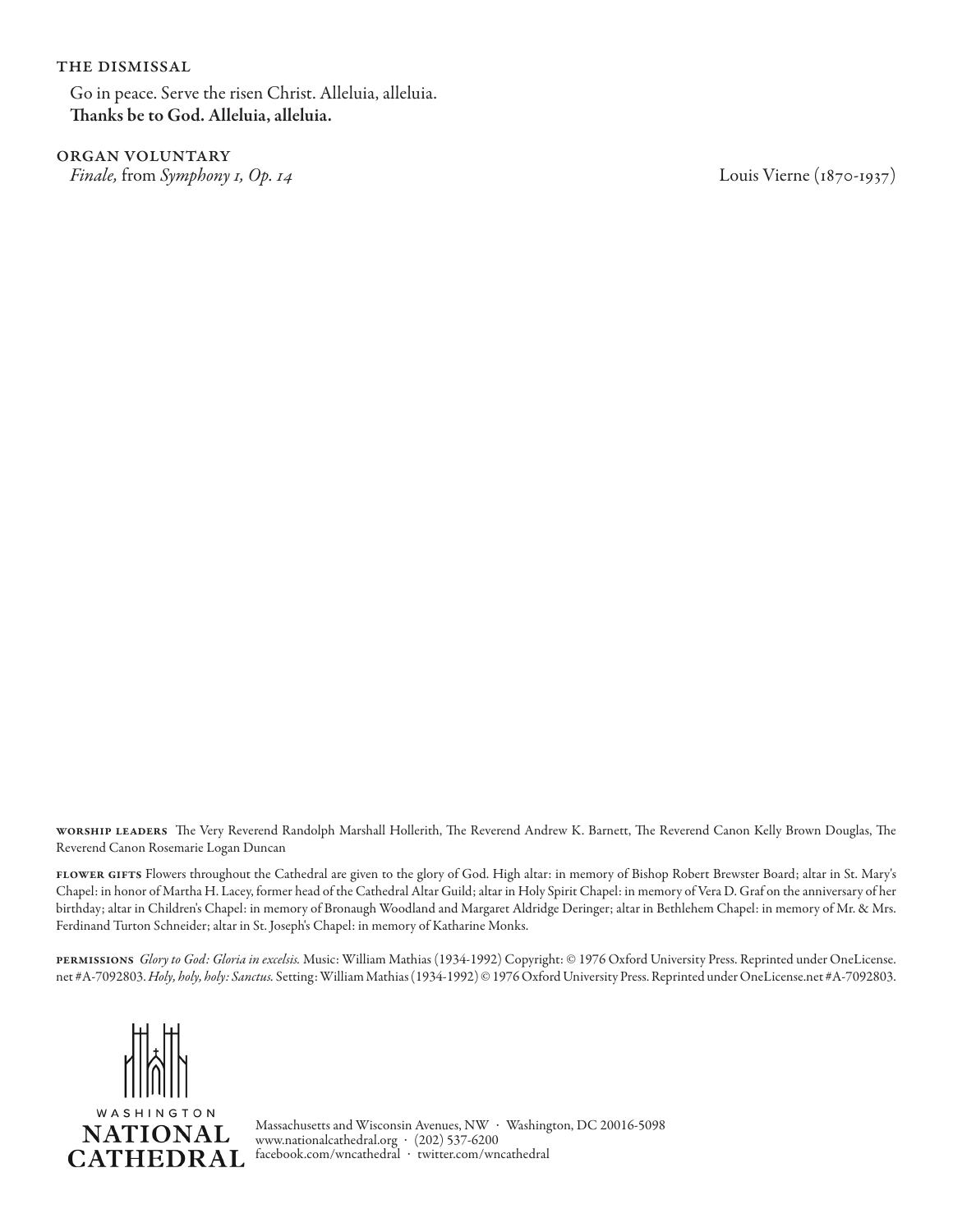## THE DISMISSAL

Go in peace. Serve the risen Christ. Alleluia, alleluia.
**Thanks be to God. Alleluia, alleluia.**

## ORGAN VOLUNTARY

*Finale,* from *Symphony 1, Op. 14* — Louis Vierne (1870-1937)

**WORSHIP LEADERS** The Very Reverend Randolph Marshall Hollerith, The Reverend Andrew K. Barnett, The Reverend Canon Kelly Brown Douglas, The Reverend Canon Rosemarie Logan Duncan

**FLOWER GIFTS** Flowers throughout the Cathedral are given to the glory of God. High altar: in memory of Bishop Robert Brewster Board; altar in St. Mary's Chapel: in honor of Martha H. Lacey, former head of the Cathedral Altar Guild; altar in Holy Spirit Chapel: in memory of Vera D. Graf on the anniversary of her birthday; altar in Children's Chapel: in memory of Bronaugh Woodland and Margaret Aldridge Deringer; altar in Bethlehem Chapel: in memory of Mr. & Mrs. Ferdinand Turton Schneider; altar in St. Joseph's Chapel: in memory of Katharine Monks.

**PERMISSIONS** *Glory to God: Gloria in excelsis.* Music: William Mathias (1934-1992) Copyright: © 1976 Oxford University Press. Reprinted under OneLicense.net #A-7092803. *Holy, holy, holy: Sanctus.* Setting: William Mathias (1934-1992) © 1976 Oxford University Press. Reprinted under OneLicense.net #A-7092803.

WASHINGTON NATIONAL CATHEDRAL

Massachusetts and Wisconsin Avenues, NW · Washington, DC 20016-5098
www.nationalcathedral.org · (202) 537-6200
facebook.com/wncathedral · twitter.com/wncathedral